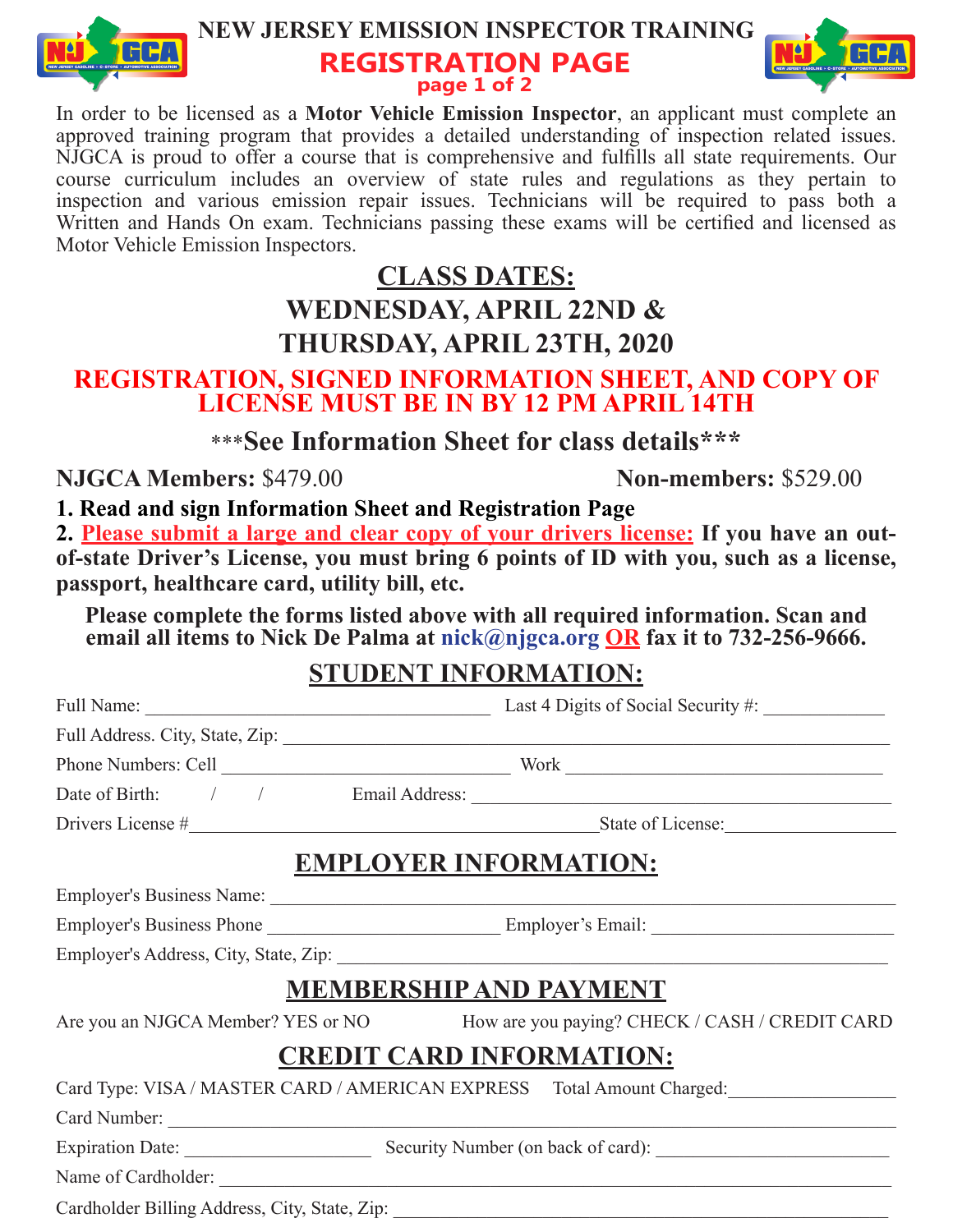# NEW JERSEY EMISSION INSPECTOR TRAINING

## REGISTRATION PAGE

page 1 of 2

In order to be licensed as a **Motor Vehicle Emission Inspector**, an applicant must complete an approved training program that provides a detailed understanding of inspection related issues. NJGCA is proud to offer a course that is comprehensive and fulfills all state requirements. Our course curriculum includes an overview of state rules and regulations as they pertain to inspection and various emission repair issues. Technicians will be required to pass both a Written and Hands On exam. Technicians passing these exams will be certified and licensed as Motor Vehicle Emission Inspectors.

## CLASS DATES:

## WEDNESDAY, APRIL 22ND & THURSDAY, APRIL 23TH, 2020

**REGISTRATION, SIGNED INFORMATION SHEET, AND COPY OF LICENSE MUST BE IN BY 12 PM APRIL 14TH**

**\*\*\*See Information Sheet for class details\*\*\***

**NJGCA Members:** $479.00 **Non-members:** $529.00

**1. Read and sign Information Sheet and Registration Page**

**2. Please submit a large and clear copy of your drivers license: If you have an out-of-state Driver's License, you must bring 6 points of ID with you, such as a license, passport, healthcare card, utility bill, etc.**

**Please complete the forms listed above with all required information. Scan and email all items to Nick De Palma at nick@njgca.org OR fax it to 732-256-9666.**

## STUDENT INFORMATION:

Full Name: ______________________ Last 4 Digits of Social Security #: ____________

Full Address. City, State, Zip: ______________________

Phone Numbers: Cell ______________________ Work ______________________

Date of Birth: / / Email Address: ______________________

Drivers License #______________________ State of License:______________

## EMPLOYER INFORMATION:

Employer's Business Name: ______________________

Employer's Business Phone ______________________ Employer's Email: ______________________

Employer's Address, City, State, Zip: ______________________

## MEMBERSHIP AND PAYMENT

Are you an NJGCA Member? YES or NO How are you paying? CHECK / CASH / CREDIT CARD

## CREDIT CARD INFORMATION:

Card Type: VISA / MASTER CARD / AMERICAN EXPRESS Total Amount Charged:______________

Card Number: ______________________

Expiration Date: ______________ Security Number (on back of card): ______________

Name of Cardholder: ______________________

Cardholder Billing Address, City, State, Zip: ______________________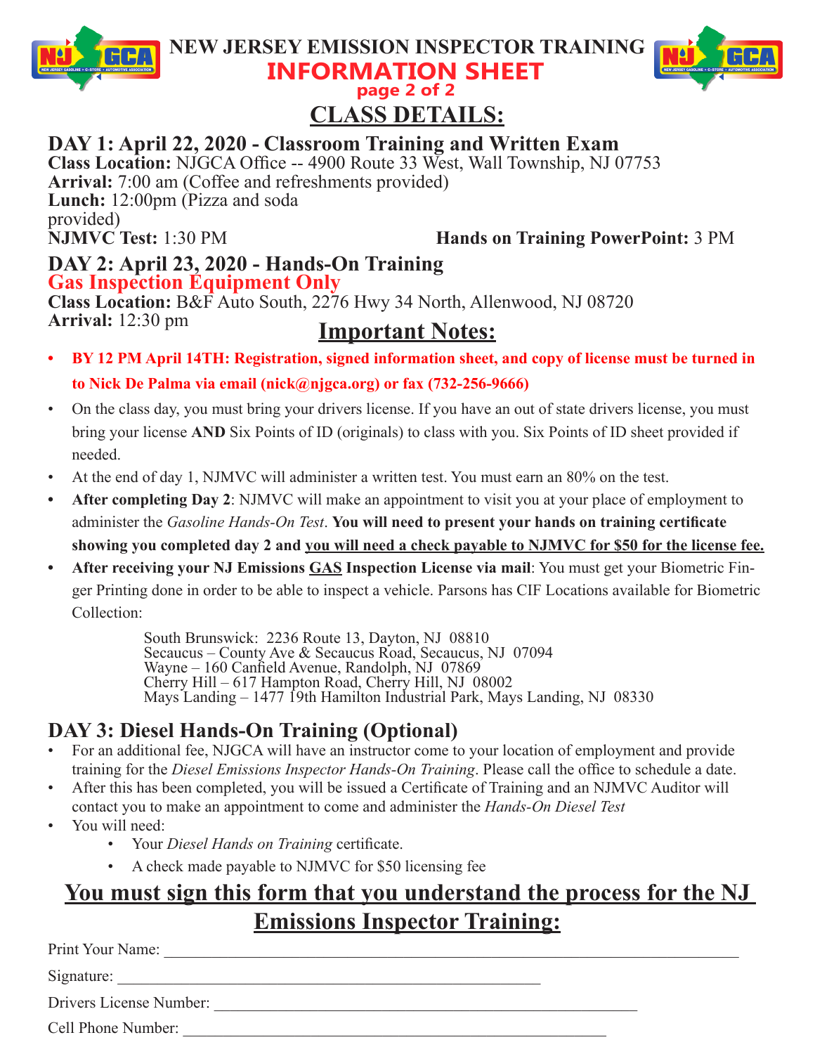# NEW JERSEY EMISSION INSPECTOR TRAINING

## INFORMATION SHEET

## CLASS DETAILS:

### DAY 1: April 22, 2020 - Classroom Training and Written Exam

**Class Location:** NJGCA Office -- 4900 Route 33 West, Wall Township, NJ 07753
**Arrival:** 7:00 am (Coffee and refreshments provided)
**Lunch:** 12:00pm (Pizza and soda provided)
**NJMVC Test:** 1:30 PM
**Hands on Training PowerPoint:** 3 PM

### DAY 2: April 23, 2020 - Hands-On Training

**Gas Inspection Equipment Only**

**Class Location:** B&F Auto South, 2276 Hwy 34 North, Allenwood, NJ 08720
**Arrival:** 12:30 pm

## Important Notes:

- **BY 12 PM April 14TH: Registration, signed information sheet, and copy of license must be turned in to Nick De Palma via email (nick@njgca.org) or fax (732-256-9666)**
- On the class day, you must bring your drivers license. If you have an out of state drivers license, you must bring your license **AND** Six Points of ID (originals) to class with you. Six Points of ID sheet provided if needed.
- At the end of day 1, NJMVC will administer a written test. You must earn an 80% on the test.
- **After completing Day 2**: NJMVC will make an appointment to visit you at your place of employment to administer the *Gasoline Hands-On Test*. **You will need to present your hands on training certificate showing you completed day 2 and you will need a check payable to NJMVC for $50 for the license fee.**
- **After receiving your NJ Emissions GAS Inspection License via mail**: You must get your Biometric Finger Printing done in order to be able to inspect a vehicle. Parsons has CIF Locations available for Biometric Collection:

  South Brunswick: 2236 Route 13, Dayton, NJ 08810
  Secaucus – County Ave & Secaucus Road, Secaucus, NJ 07094
  Wayne – 160 Canfield Avenue, Randolph, NJ 07869
  Cherry Hill – 617 Hampton Road, Cherry Hill, NJ 08002
  Mays Landing – 1477 19th Hamilton Industrial Park, Mays Landing, NJ 08330

### DAY 3: Diesel Hands-On Training (Optional)

- For an additional fee, NJGCA will have an instructor come to your location of employment and provide training for the *Diesel Emissions Inspector Hands-On Training*. Please call the office to schedule a date.
- After this has been completed, you will be issued a Certificate of Training and an NJMVC Auditor will contact you to make an appointment to come and administer the *Hands-On Diesel Test*
- You will need:
  - Your *Diesel Hands on Training* certificate.
  - A check made payable to NJMVC for $50 licensing fee

## You must sign this form that you understand the process for the NJ Emissions Inspector Training:

Print Your Name: ______________________________

Signature: ______________________________

Drivers License Number: ______________________________

Cell Phone Number: ______________________________